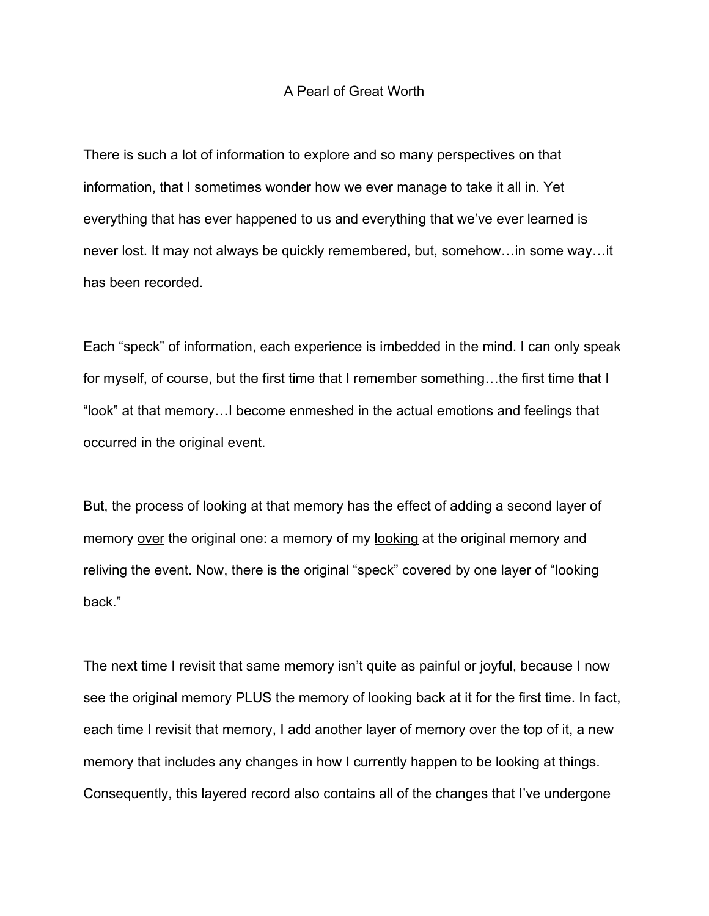# A Pearl of Great Worth

There is such a lot of information to explore and so many perspectives on that information, that I sometimes wonder how we ever manage to take it all in. Yet everything that has ever happened to us and everything that we've ever learned is never lost. It may not always be quickly remembered, but, somehow…in some way…it has been recorded.

Each "speck" of information, each experience is imbedded in the mind. I can only speak for myself, of course, but the first time that I remember something…the first time that I "look" at that memory…I become enmeshed in the actual emotions and feelings that occurred in the original event.

But, the process of looking at that memory has the effect of adding a second layer of memory <u>over</u> the original one: a memory of my <u>looking</u> at the original memory and reliving the event. Now, there is the original "speck" covered by one layer of "looking back."

The next time I revisit that same memory isn't quite as painful or joyful, because I now see the original memory PLUS the memory of looking back at it for the first time. In fact, each time I revisit that memory, I add another layer of memory over the top of it, a new memory that includes any changes in how I currently happen to be looking at things. Consequently, this layered record also contains all of the changes that I've undergone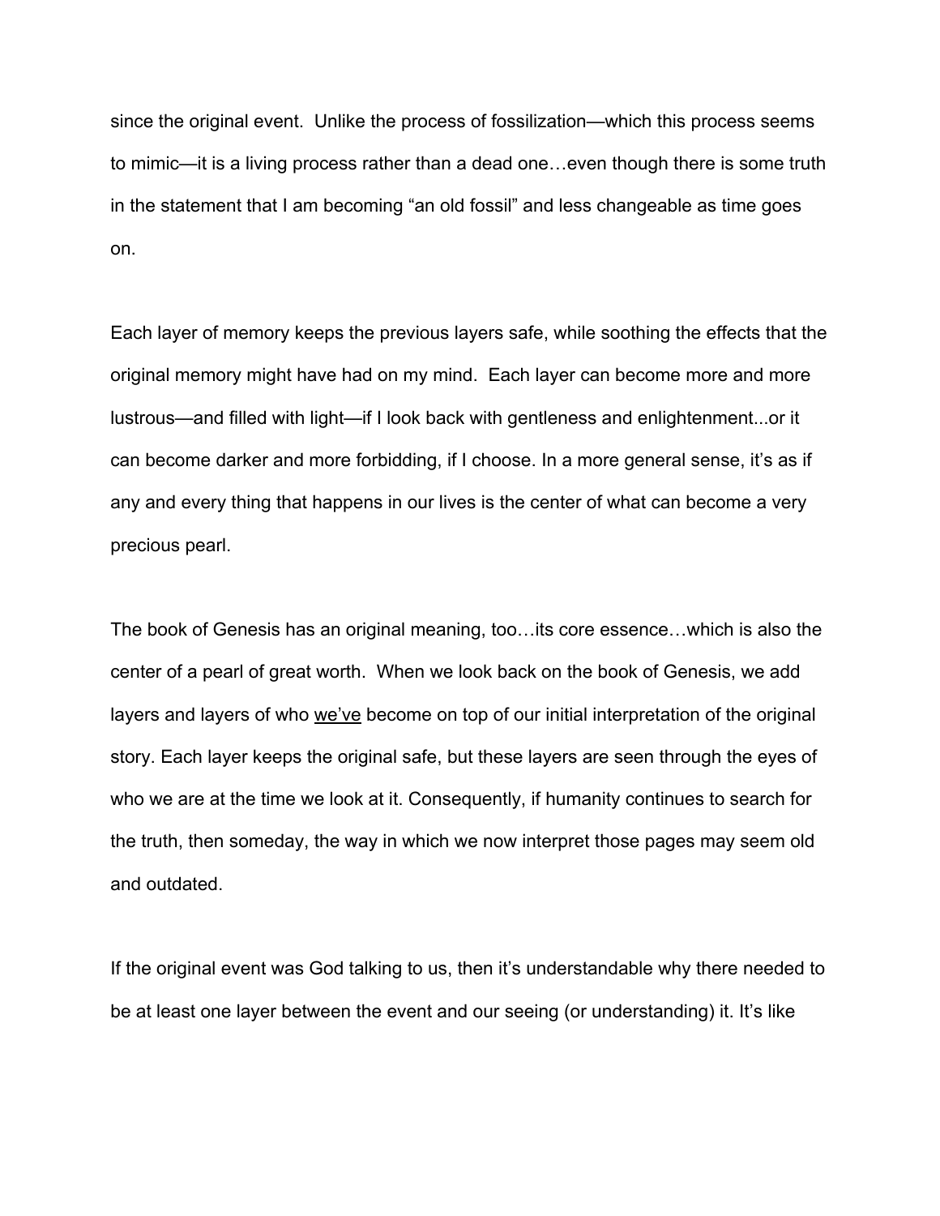since the original event. Unlike the process of fossilization—which this process seems to mimic—it is a living process rather than a dead one…even though there is some truth in the statement that I am becoming "an old fossil" and less changeable as time goes on.

Each layer of memory keeps the previous layers safe, while soothing the effects that the original memory might have had on my mind. Each layer can become more and more lustrous—and filled with light—if I look back with gentleness and enlightenment...or it can become darker and more forbidding, if I choose. In a more general sense, it's as if any and every thing that happens in our lives is the center of what can become a very precious pearl.

The book of Genesis has an original meaning, too…its core essence…which is also the center of a pearl of great worth. When we look back on the book of Genesis, we add layers and layers of who <u>we've</u> become on top of our initial interpretation of the original story. Each layer keeps the original safe, but these layers are seen through the eyes of who we are at the time we look at it. Consequently, if humanity continues to search for the truth, then someday, the way in which we now interpret those pages may seem old and outdated.

If the original event was God talking to us, then it's understandable why there needed to be at least one layer between the event and our seeing (or understanding) it. It's like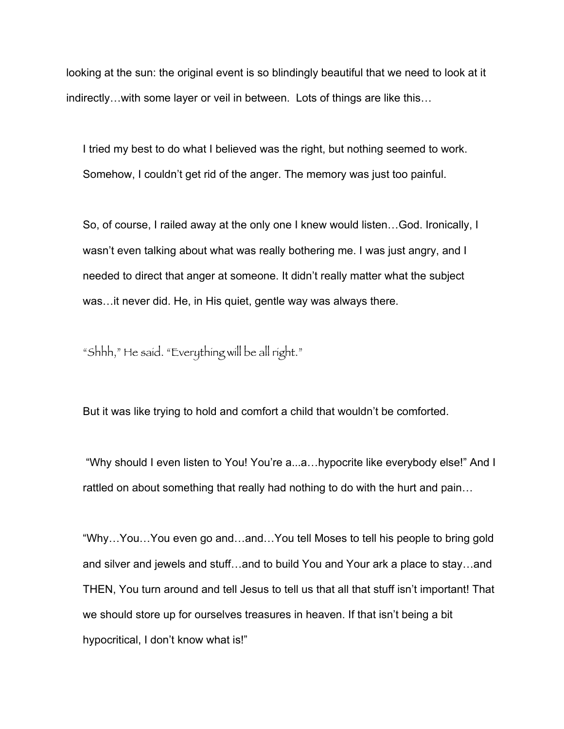looking at the sun: the original event is so blindingly beautiful that we need to look at it indirectly…with some layer or veil in between. Lots of things are like this…

> I tried my best to do what I believed was the right, but nothing seemed to work. Somehow, I couldn't get rid of the anger. The memory was just too painful.
>
> So, of course, I railed away at the only one I knew would listen…God. Ironically, I wasn't even talking about what was really bothering me. I was just angry, and I needed to direct that anger at someone. It didn't really matter what the subject was…it never did. He, in His quiet, gentle way was always there.
>
> *"Shhh," He said. "Everything will be all right."*
>
> But it was like trying to hold and comfort a child that wouldn't be comforted.
>
> "Why should I even listen to You! You're a...a…hypocrite like everybody else!" And I rattled on about something that really had nothing to do with the hurt and pain…
>
> "Why…You…You even go and…and…You tell Moses to tell his people to bring gold and silver and jewels and stuff…and to build You and Your ark a place to stay…and THEN, You turn around and tell Jesus to tell us that all that stuff isn't important! That we should store up for ourselves treasures in heaven. If that isn't being a bit hypocritical, I don't know what is!"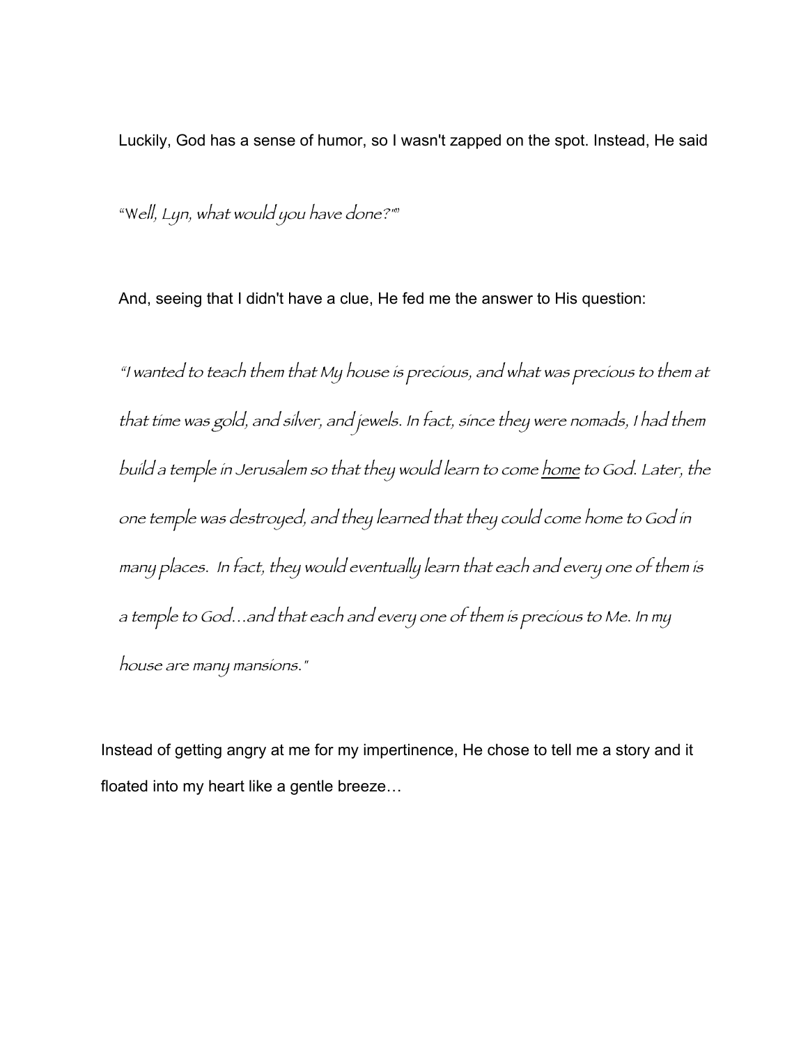Luckily, God has a sense of humor, so I wasn't zapped on the spot. Instead, He said

*"Well, Lyn, what would you have done?"*

And, seeing that I didn't have a clue, He fed me the answer to His question:

*"I wanted to teach them that My house is precious, and what was precious to them at that time was gold, and silver, and jewels. In fact, since they were nomads, I had them build a temple in Jerusalem so that they would learn to come <u>home</u> to God. Later, the one temple was destroyed, and they learned that they could come home to God in many places. In fact, they would eventually learn that each and every one of them is a temple to God…and that each and every one of them is precious to Me. In my house are many mansions."*

Instead of getting angry at me for my impertinence, He chose to tell me a story and it floated into my heart like a gentle breeze…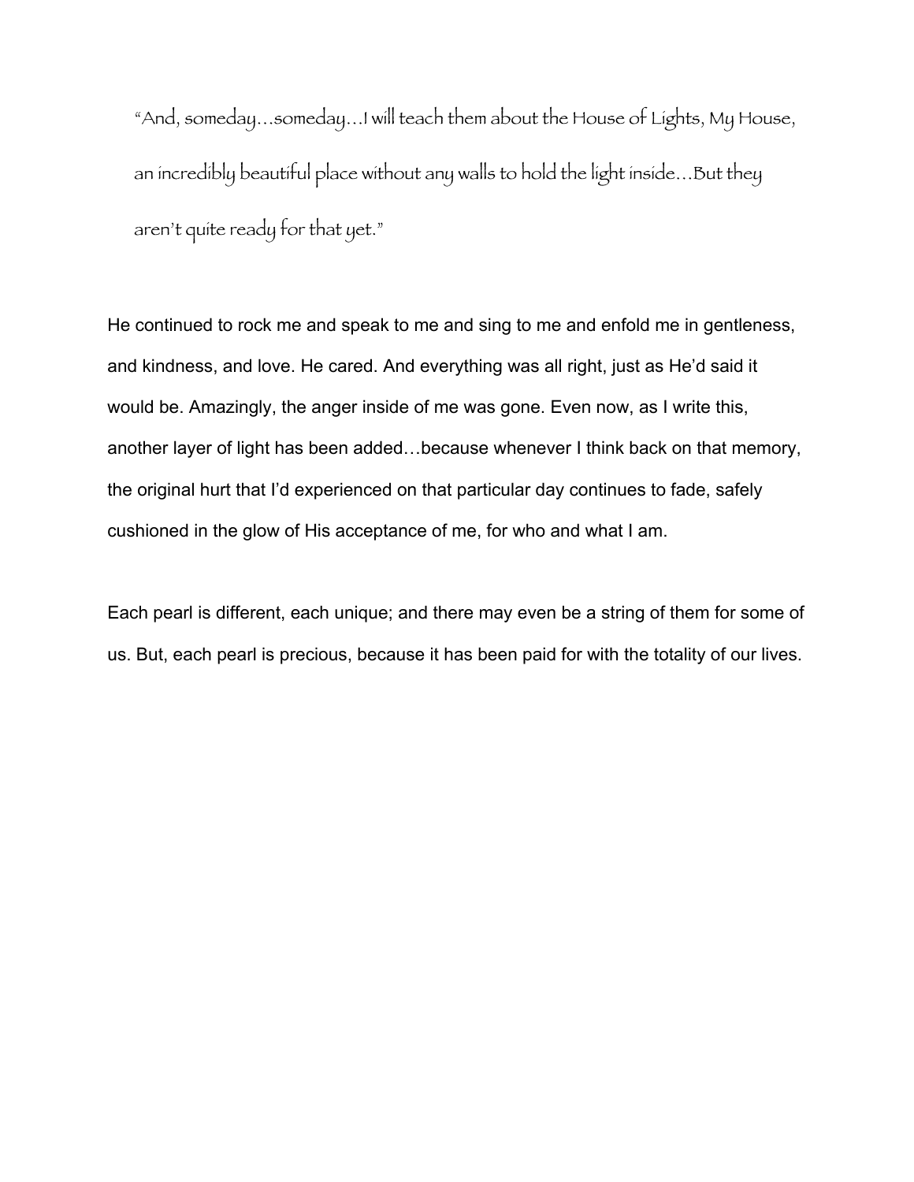"And, someday…someday…I will teach them about the House of Lights, My House, an incredibly beautiful place without any walls to hold the light inside…But they aren't quite ready for that yet."

He continued to rock me and speak to me and sing to me and enfold me in gentleness, and kindness, and love. He cared. And everything was all right, just as He'd said it would be. Amazingly, the anger inside of me was gone. Even now, as I write this, another layer of light has been added…because whenever I think back on that memory, the original hurt that I'd experienced on that particular day continues to fade, safely cushioned in the glow of His acceptance of me, for who and what I am.

Each pearl is different, each unique; and there may even be a string of them for some of us. But, each pearl is precious, because it has been paid for with the totality of our lives.